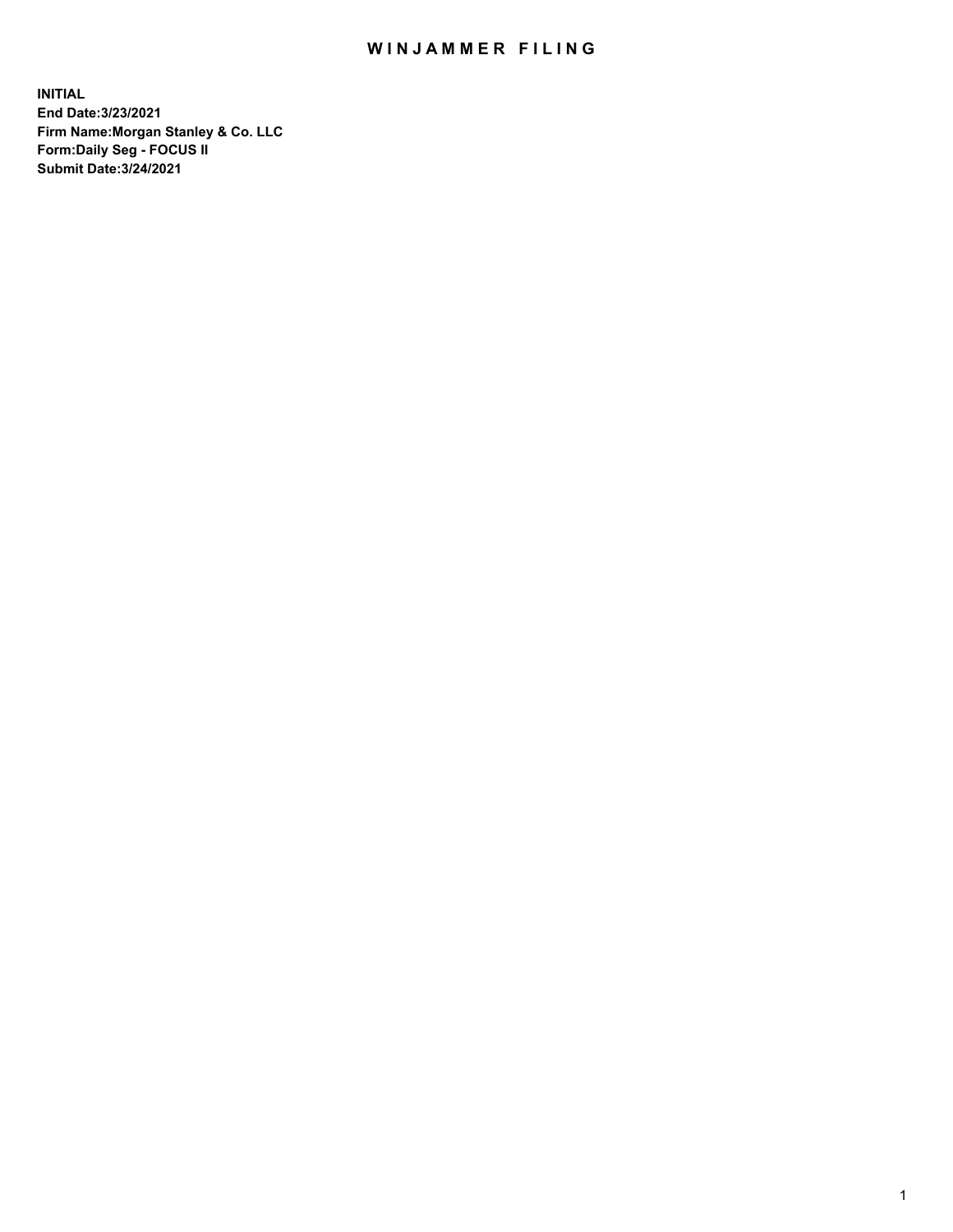# WINJAMMER FILING

**INITIAL**
**End Date:3/23/2021**
**Firm Name:Morgan Stanley & Co. LLC**
**Form:Daily Seg - FOCUS II**
**Submit Date:3/24/2021**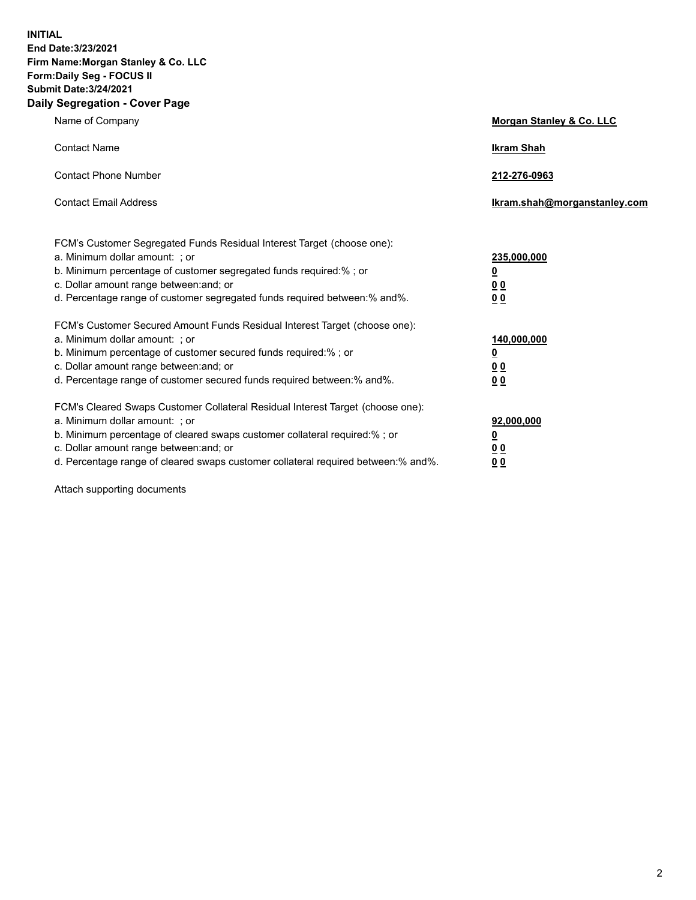**INITIAL**
**End Date:3/23/2021**
**Firm Name:Morgan Stanley & Co. LLC**
**Form:Daily Seg - FOCUS II**
**Submit Date:3/24/2021**

## Daily Segregation - Cover Page

| | |
|---|---|
| Name of Company | **Morgan Stanley & Co. LLC** |
| Contact Name | **Ikram Shah** |
| Contact Phone Number | **212-276-0963** |
| Contact Email Address | **Ikram.shah@morganstanley.com** |

| | |
|---|---|
| FCM's Customer Segregated Funds Residual Interest Target (choose one): | |
| a. Minimum dollar amount: ; or | **235,000,000** |
| b. Minimum percentage of customer segregated funds required:% ; or | **0** |
| c. Dollar amount range between:and; or | **0 0** |
| d. Percentage range of customer segregated funds required between:% and%. | **0 0** |
| FCM's Customer Secured Amount Funds Residual Interest Target (choose one): | |
| a. Minimum dollar amount: ; or | **140,000,000** |
| b. Minimum percentage of customer secured funds required:% ; or | **0** |
| c. Dollar amount range between:and; or | **0 0** |
| d. Percentage range of customer secured funds required between:% and%. | **0 0** |
| FCM's Cleared Swaps Customer Collateral Residual Interest Target (choose one): | |
| a. Minimum dollar amount: ; or | **92,000,000** |
| b. Minimum percentage of cleared swaps customer collateral required:% ; or | **0** |
| c. Dollar amount range between:and; or | **0 0** |
| d. Percentage range of cleared swaps customer collateral required between:% and%. | **0 0** |

Attach supporting documents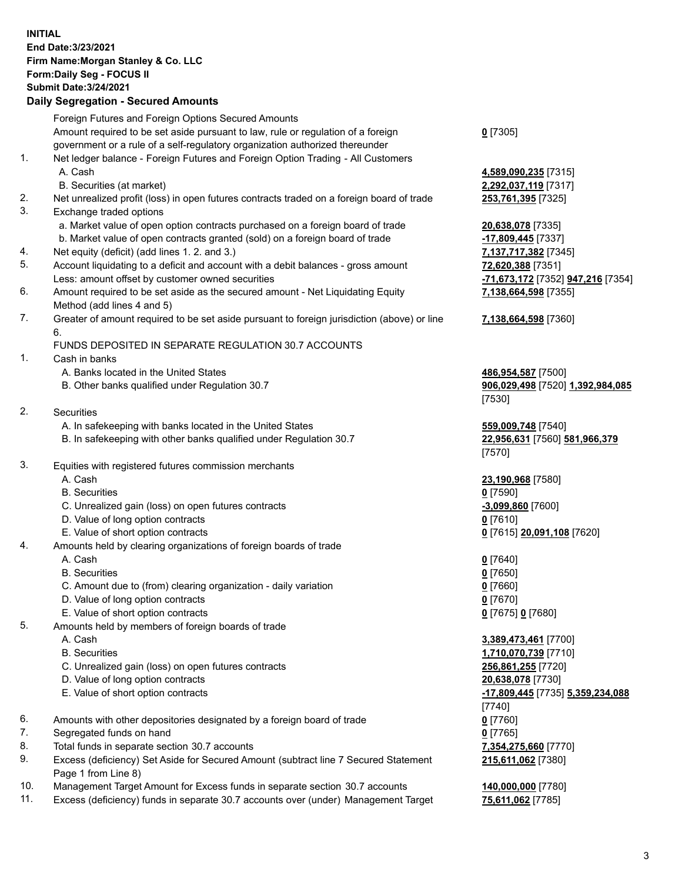**INITIAL**
**End Date:3/23/2021**
**Firm Name:Morgan Stanley & Co. LLC**
**Form:Daily Seg - FOCUS II**
**Submit Date:3/24/2021**

**Daily Segregation - Secured Amounts**

| | | |
|---|---|---|
| | Foreign Futures and Foreign Options Secured Amounts | |
| | Amount required to be set aside pursuant to law, rule or regulation of a foreign government or a rule of a self-regulatory organization authorized thereunder | **0** [7305] |
| 1. | Net ledger balance - Foreign Futures and Foreign Option Trading - All Customers | |
| | A. Cash | **4,589,090,235** [7315] |
| | B. Securities (at market) | **2,292,037,119** [7317] |
| 2. | Net unrealized profit (loss) in open futures contracts traded on a foreign board of trade | **253,761,395** [7325] |
| 3. | Exchange traded options | |
| | a. Market value of open option contracts purchased on a foreign board of trade | **20,638,078** [7335] |
| | b. Market value of open contracts granted (sold) on a foreign board of trade | **-17,809,445** [7337] |
| 4. | Net equity (deficit) (add lines 1. 2. and 3.) | **7,137,717,382** [7345] |
| 5. | Account liquidating to a deficit and account with a debit balances - gross amount | **72,620,388** [7351] |
| | Less: amount offset by customer owned securities | **-71,673,172** [7352] **947,216** [7354] |
| 6. | Amount required to be set aside as the secured amount - Net Liquidating Equity Method (add lines 4 and 5) | **7,138,664,598** [7355] |
| 7. | Greater of amount required to be set aside pursuant to foreign jurisdiction (above) or line 6. | **7,138,664,598** [7360] |
| | FUNDS DEPOSITED IN SEPARATE REGULATION 30.7 ACCOUNTS | |
| 1. | Cash in banks | |
| | A. Banks located in the United States | **486,954,587** [7500] |
| | B. Other banks qualified under Regulation 30.7 | **906,029,498** [7520] **1,392,984,085** [7530] |
| 2. | Securities | |
| | A. In safekeeping with banks located in the United States | **559,009,748** [7540] |
| | B. In safekeeping with other banks qualified under Regulation 30.7 | **22,956,631** [7560] **581,966,379** [7570] |
| 3. | Equities with registered futures commission merchants | |
| | A. Cash | **23,190,968** [7580] |
| | B. Securities | **0** [7590] |
| | C. Unrealized gain (loss) on open futures contracts | **-3,099,860** [7600] |
| | D. Value of long option contracts | **0** [7610] |
| | E. Value of short option contracts | **0** [7615] **20,091,108** [7620] |
| 4. | Amounts held by clearing organizations of foreign boards of trade | |
| | A. Cash | **0** [7640] |
| | B. Securities | **0** [7650] |
| | C. Amount due to (from) clearing organization - daily variation | **0** [7660] |
| | D. Value of long option contracts | **0** [7670] |
| | E. Value of short option contracts | **0** [7675] **0** [7680] |
| 5. | Amounts held by members of foreign boards of trade | |
| | A. Cash | **3,389,473,461** [7700] |
| | B. Securities | **1,710,070,739** [7710] |
| | C. Unrealized gain (loss) on open futures contracts | **256,861,255** [7720] |
| | D. Value of long option contracts | **20,638,078** [7730] |
| | E. Value of short option contracts | **-17,809,445** [7735] **5,359,234,088** [7740] |
| 6. | Amounts with other depositories designated by a foreign board of trade | **0** [7760] |
| 7. | Segregated funds on hand | **0** [7765] |
| 8. | Total funds in separate section 30.7 accounts | **7,354,275,660** [7770] |
| 9. | Excess (deficiency) Set Aside for Secured Amount (subtract line 7 Secured Statement Page 1 from Line 8) | **215,611,062** [7380] |
| 10. | Management Target Amount for Excess funds in separate section 30.7 accounts | **140,000,000** [7780] |
| 11. | Excess (deficiency) funds in separate 30.7 accounts over (under) Management Target | **75,611,062** [7785] |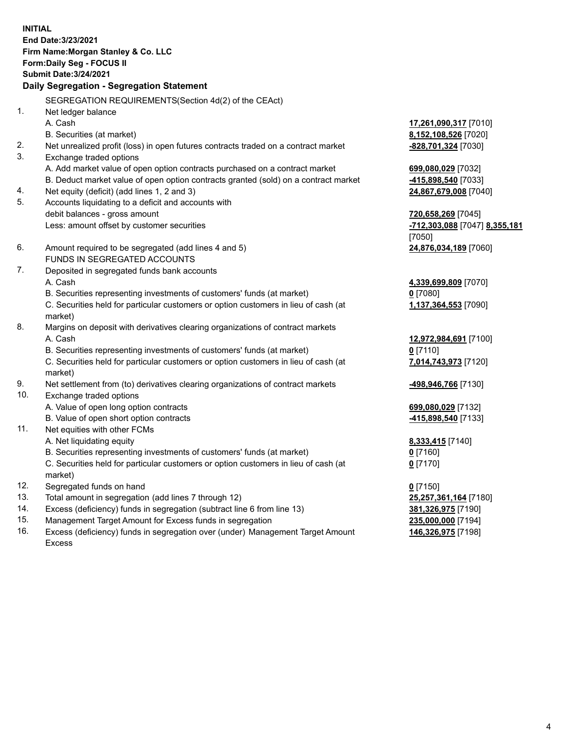**INITIAL**
**End Date:3/23/2021**
**Firm Name:Morgan Stanley & Co. LLC**
**Form:Daily Seg - FOCUS II**
**Submit Date:3/24/2021**

**Daily Segregation - Segregation Statement**

SEGREGATION REQUIREMENTS(Section 4d(2) of the CEAct)

| | | |
|---|---|---|
| 1. | Net ledger balance | |
| | A. Cash | **17,261,090,317** [7010] |
| | B. Securities (at market) | **8,152,108,526** [7020] |
| 2. | Net unrealized profit (loss) in open futures contracts traded on a contract market | **-828,701,324** [7030] |
| 3. | Exchange traded options | |
| | A. Add market value of open option contracts purchased on a contract market | **699,080,029** [7032] |
| | B. Deduct market value of open option contracts granted (sold) on a contract market | **-415,898,540** [7033] |
| 4. | Net equity (deficit) (add lines 1, 2 and 3) | **24,867,679,008** [7040] |
| 5. | Accounts liquidating to a deficit and accounts with debit balances - gross amount | **720,658,269** [7045] |
| | Less: amount offset by customer securities | **-712,303,088** [7047] **8,355,181** [7050] |
| 6. | Amount required to be segregated (add lines 4 and 5) | **24,876,034,189** [7060] |
| | FUNDS IN SEGREGATED ACCOUNTS | |
| 7. | Deposited in segregated funds bank accounts | |
| | A. Cash | **4,339,699,809** [7070] |
| | B. Securities representing investments of customers' funds (at market) | **0** [7080] |
| | C. Securities held for particular customers or option customers in lieu of cash (at market) | **1,137,364,553** [7090] |
| 8. | Margins on deposit with derivatives clearing organizations of contract markets | |
| | A. Cash | **12,972,984,691** [7100] |
| | B. Securities representing investments of customers' funds (at market) | **0** [7110] |
| | C. Securities held for particular customers or option customers in lieu of cash (at market) | **7,014,743,973** [7120] |
| 9. | Net settlement from (to) derivatives clearing organizations of contract markets | **-498,946,766** [7130] |
| 10. | Exchange traded options | |
| | A. Value of open long option contracts | **699,080,029** [7132] |
| | B. Value of open short option contracts | **-415,898,540** [7133] |
| 11. | Net equities with other FCMs | |
| | A. Net liquidating equity | **8,333,415** [7140] |
| | B. Securities representing investments of customers' funds (at market) | **0** [7160] |
| | C. Securities held for particular customers or option customers in lieu of cash (at market) | **0** [7170] |
| 12. | Segregated funds on hand | **0** [7150] |
| 13. | Total amount in segregation (add lines 7 through 12) | **25,257,361,164** [7180] |
| 14. | Excess (deficiency) funds in segregation (subtract line 6 from line 13) | **381,326,975** [7190] |
| 15. | Management Target Amount for Excess funds in segregation | **235,000,000** [7194] |
| 16. | Excess (deficiency) funds in segregation over (under) Management Target Amount Excess | **146,326,975** [7198] |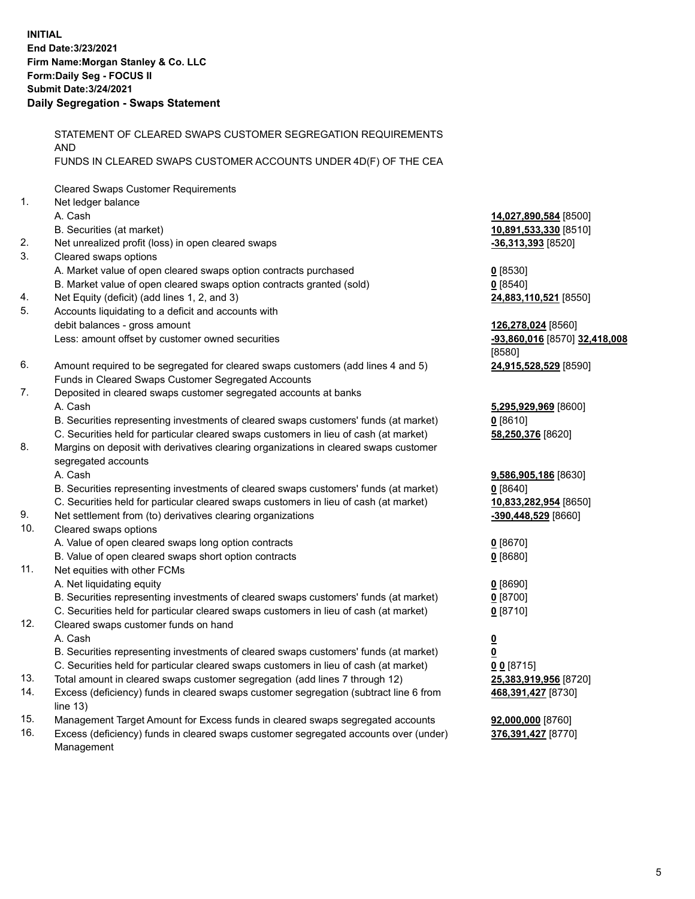**INITIAL**
**End Date:3/23/2021**
**Firm Name:Morgan Stanley & Co. LLC**
**Form:Daily Seg - FOCUS II**
**Submit Date:3/24/2021**
**Daily Segregation - Swaps Statement**

STATEMENT OF CLEARED SWAPS CUSTOMER SEGREGATION REQUIREMENTS AND
FUNDS IN CLEARED SWAPS CUSTOMER ACCOUNTS UNDER 4D(F) OF THE CEA

| | | |
|---|---|---|
| | Cleared Swaps Customer Requirements | |
| 1. | Net ledger balance | |
| | A. Cash | **14,027,890,584** [8500] |
| | B. Securities (at market) | **10,891,533,330** [8510] |
| 2. | Net unrealized profit (loss) in open cleared swaps | **-36,313,393** [8520] |
| 3. | Cleared swaps options | |
| | A. Market value of open cleared swaps option contracts purchased | **0** [8530] |
| | B. Market value of open cleared swaps option contracts granted (sold) | **0** [8540] |
| 4. | Net Equity (deficit) (add lines 1, 2, and 3) | **24,883,110,521** [8550] |
| 5. | Accounts liquidating to a deficit and accounts with debit balances - gross amount | **126,278,024** [8560] |
| | Less: amount offset by customer owned securities | **-93,860,016** [8570] **32,418,008** [8580] |
| 6. | Amount required to be segregated for cleared swaps customers (add lines 4 and 5) | **24,915,528,529** [8590] |
| | Funds in Cleared Swaps Customer Segregated Accounts | |
| 7. | Deposited in cleared swaps customer segregated accounts at banks | |
| | A. Cash | **5,295,929,969** [8600] |
| | B. Securities representing investments of cleared swaps customers' funds (at market) | **0** [8610] |
| | C. Securities held for particular cleared swaps customers in lieu of cash (at market) | **58,250,376** [8620] |
| 8. | Margins on deposit with derivatives clearing organizations in cleared swaps customer segregated accounts | |
| | A. Cash | **9,586,905,186** [8630] |
| | B. Securities representing investments of cleared swaps customers' funds (at market) | **0** [8640] |
| | C. Securities held for particular cleared swaps customers in lieu of cash (at market) | **10,833,282,954** [8650] |
| 9. | Net settlement from (to) derivatives clearing organizations | **-390,448,529** [8660] |
| 10. | Cleared swaps options | |
| | A. Value of open cleared swaps long option contracts | **0** [8670] |
| | B. Value of open cleared swaps short option contracts | **0** [8680] |
| 11. | Net equities with other FCMs | |
| | A. Net liquidating equity | **0** [8690] |
| | B. Securities representing investments of cleared swaps customers' funds (at market) | **0** [8700] |
| | C. Securities held for particular cleared swaps customers in lieu of cash (at market) | **0** [8710] |
| 12. | Cleared swaps customer funds on hand | |
| | A. Cash | **0** |
| | B. Securities representing investments of cleared swaps customers' funds (at market) | **0** |
| | C. Securities held for particular cleared swaps customers in lieu of cash (at market) | **0** **0** [8715] |
| 13. | Total amount in cleared swaps customer segregation (add lines 7 through 12) | **25,383,919,956** [8720] |
| 14. | Excess (deficiency) funds in cleared swaps customer segregation (subtract line 6 from line 13) | **468,391,427** [8730] |
| 15. | Management Target Amount for Excess funds in cleared swaps segregated accounts | **92,000,000** [8760] |
| 16. | Excess (deficiency) funds in cleared swaps customer segregated accounts over (under) Management | **376,391,427** [8770] |